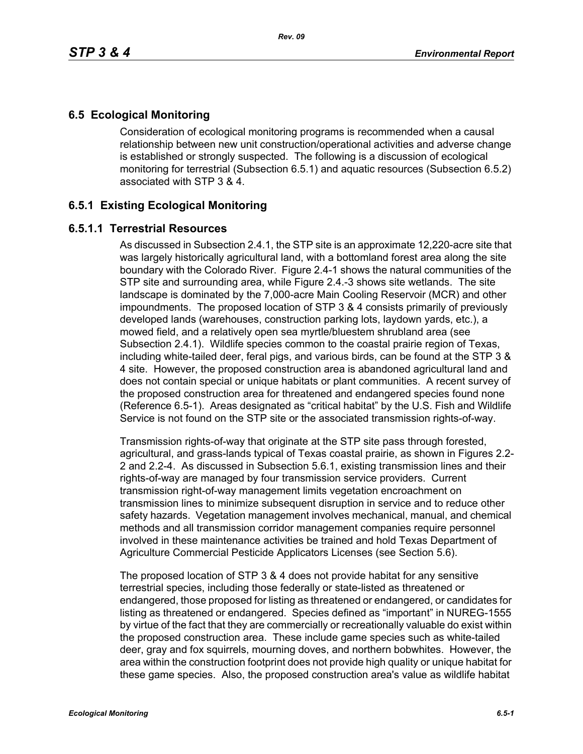## 6.5 Ecological Monitoring

Consideration of ecological monitoring programs is recommended when a causal relationship between new unit construction/operational activities and adverse change is established or strongly suspected. The following is a discussion of ecological monitoring for terrestrial (Subsection 6.5.1) and aquatic resources (Subsection 6.5.2) associated with STP 3 & 4.

## 6.5.1 Existing Ecological Monitoring

### 6.5.1.1 Terrestrial Resources

As discussed in Subsection 2.4.1, the STP site is an approximate 12,220-acre site that was largely historically agricultural land, with a bottomland forest area along the site boundary with the Colorado River. Figure 2.4-1 shows the natural communities of the STP site and surrounding area, while Figure 2.4.-3 shows site wetlands. The site landscape is dominated by the 7,000-acre Main Cooling Reservoir (MCR) and other impoundments. The proposed location of STP 3 & 4 consists primarily of previously developed lands (warehouses, construction parking lots, laydown yards, etc.), a mowed field, and a relatively open sea myrtle/bluestem shrubland area (see Subsection 2.4.1). Wildlife species common to the coastal prairie region of Texas, including white-tailed deer, feral pigs, and various birds, can be found at the STP 3 & 4 site. However, the proposed construction area is abandoned agricultural land and does not contain special or unique habitats or plant communities. A recent survey of the proposed construction area for threatened and endangered species found none (Reference 6.5-1). Areas designated as "critical habitat" by the U.S. Fish and Wildlife Service is not found on the STP site or the associated transmission rights-of-way.

Transmission rights-of-way that originate at the STP site pass through forested, agricultural, and grass-lands typical of Texas coastal prairie, as shown in Figures 2.2-2 and 2.2-4. As discussed in Subsection 5.6.1, existing transmission lines and their rights-of-way are managed by four transmission service providers. Current transmission right-of-way management limits vegetation encroachment on transmission lines to minimize subsequent disruption in service and to reduce other safety hazards. Vegetation management involves mechanical, manual, and chemical methods and all transmission corridor management companies require personnel involved in these maintenance activities be trained and hold Texas Department of Agriculture Commercial Pesticide Applicators Licenses (see Section 5.6).

The proposed location of STP 3 & 4 does not provide habitat for any sensitive terrestrial species, including those federally or state-listed as threatened or endangered, those proposed for listing as threatened or endangered, or candidates for listing as threatened or endangered. Species defined as "important" in NUREG-1555 by virtue of the fact that they are commercially or recreationally valuable do exist within the proposed construction area. These include game species such as white-tailed deer, gray and fox squirrels, mourning doves, and northern bobwhites. However, the area within the construction footprint does not provide high quality or unique habitat for these game species. Also, the proposed construction area's value as wildlife habitat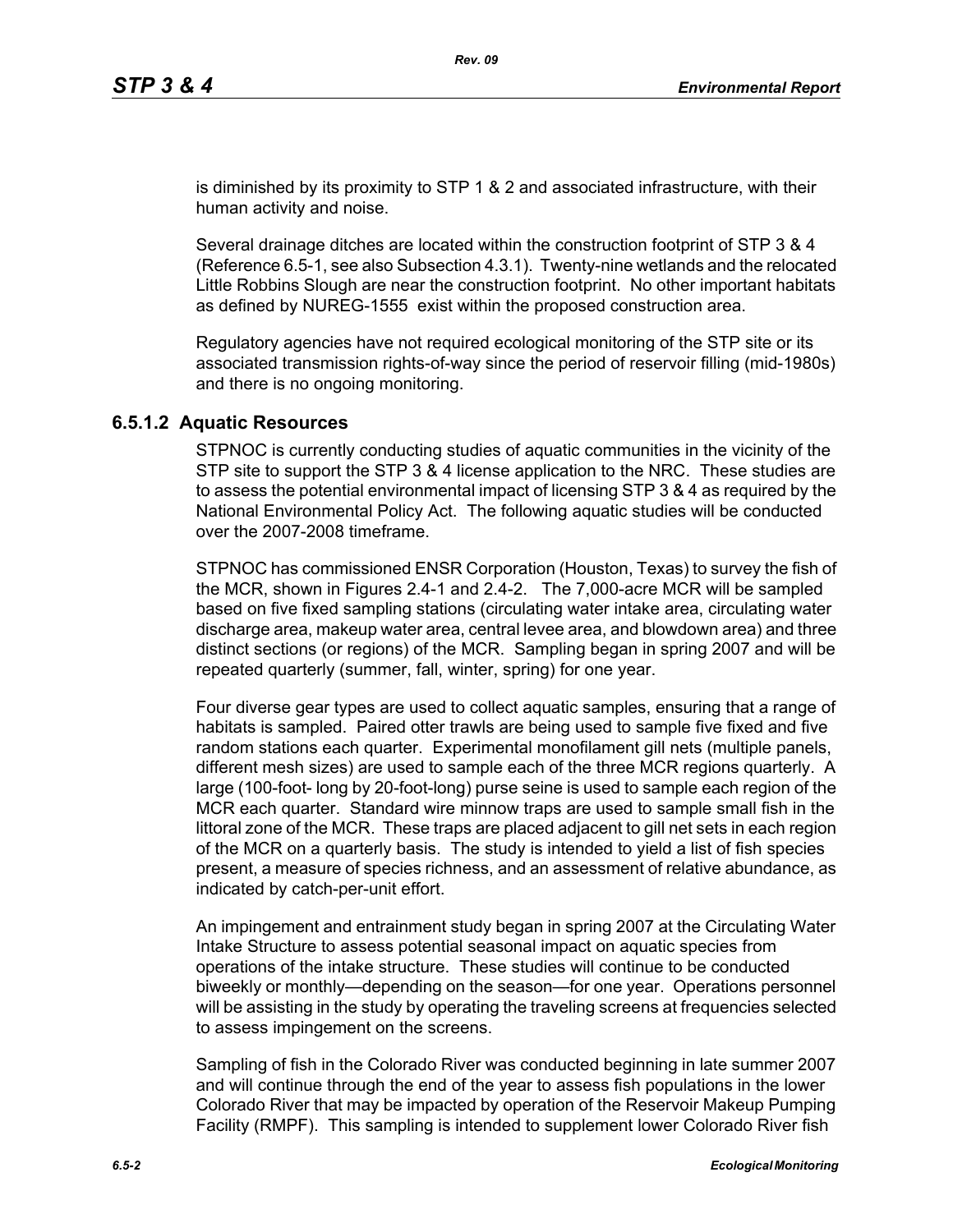is diminished by its proximity to STP 1 & 2 and associated infrastructure, with their human activity and noise.

Several drainage ditches are located within the construction footprint of STP 3 & 4 (Reference 6.5-1, see also Subsection 4.3.1). Twenty-nine wetlands and the relocated Little Robbins Slough are near the construction footprint. No other important habitats as defined by NUREG-1555 exist within the proposed construction area.

Regulatory agencies have not required ecological monitoring of the STP site or its associated transmission rights-of-way since the period of reservoir filling (mid-1980s) and there is no ongoing monitoring.

### 6.5.1.2 Aquatic Resources

STPNOC is currently conducting studies of aquatic communities in the vicinity of the STP site to support the STP 3 & 4 license application to the NRC. These studies are to assess the potential environmental impact of licensing STP 3 & 4 as required by the National Environmental Policy Act. The following aquatic studies will be conducted over the 2007-2008 timeframe.

STPNOC has commissioned ENSR Corporation (Houston, Texas) to survey the fish of the MCR, shown in Figures 2.4-1 and 2.4-2. The 7,000-acre MCR will be sampled based on five fixed sampling stations (circulating water intake area, circulating water discharge area, makeup water area, central levee area, and blowdown area) and three distinct sections (or regions) of the MCR. Sampling began in spring 2007 and will be repeated quarterly (summer, fall, winter, spring) for one year.

Four diverse gear types are used to collect aquatic samples, ensuring that a range of habitats is sampled. Paired otter trawls are being used to sample five fixed and five random stations each quarter. Experimental monofilament gill nets (multiple panels, different mesh sizes) are used to sample each of the three MCR regions quarterly. A large (100-foot- long by 20-foot-long) purse seine is used to sample each region of the MCR each quarter. Standard wire minnow traps are used to sample small fish in the littoral zone of the MCR. These traps are placed adjacent to gill net sets in each region of the MCR on a quarterly basis. The study is intended to yield a list of fish species present, a measure of species richness, and an assessment of relative abundance, as indicated by catch-per-unit effort.

An impingement and entrainment study began in spring 2007 at the Circulating Water Intake Structure to assess potential seasonal impact on aquatic species from operations of the intake structure. These studies will continue to be conducted biweekly or monthly—depending on the season—for one year. Operations personnel will be assisting in the study by operating the traveling screens at frequencies selected to assess impingement on the screens.

Sampling of fish in the Colorado River was conducted beginning in late summer 2007 and will continue through the end of the year to assess fish populations in the lower Colorado River that may be impacted by operation of the Reservoir Makeup Pumping Facility (RMPF). This sampling is intended to supplement lower Colorado River fish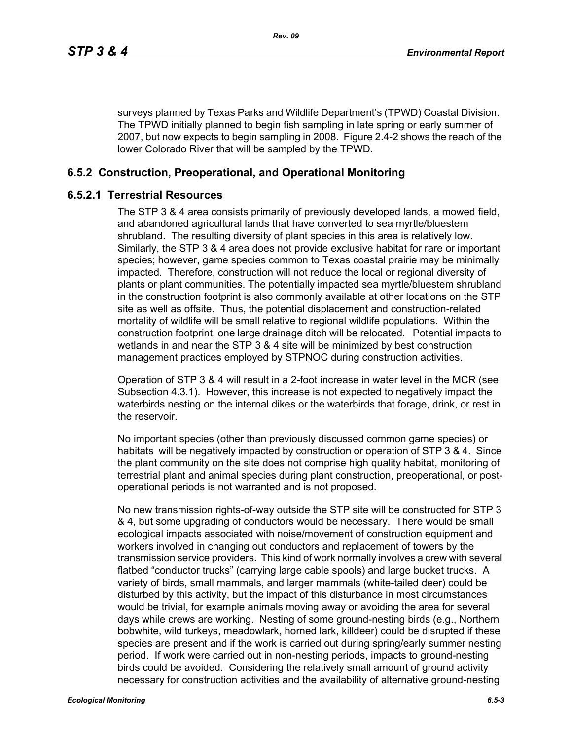surveys planned by Texas Parks and Wildlife Department's (TPWD) Coastal Division. The TPWD initially planned to begin fish sampling in late spring or early summer of 2007, but now expects to begin sampling in 2008. Figure 2.4-2 shows the reach of the lower Colorado River that will be sampled by the TPWD.

## 6.5.2 Construction, Preoperational, and Operational Monitoring

### 6.5.2.1 Terrestrial Resources

The STP 3 & 4 area consists primarily of previously developed lands, a mowed field, and abandoned agricultural lands that have converted to sea myrtle/bluestem shrubland. The resulting diversity of plant species in this area is relatively low. Similarly, the STP 3 & 4 area does not provide exclusive habitat for rare or important species; however, game species common to Texas coastal prairie may be minimally impacted. Therefore, construction will not reduce the local or regional diversity of plants or plant communities. The potentially impacted sea myrtle/bluestem shrubland in the construction footprint is also commonly available at other locations on the STP site as well as offsite. Thus, the potential displacement and construction-related mortality of wildlife will be small relative to regional wildlife populations. Within the construction footprint, one large drainage ditch will be relocated. Potential impacts to wetlands in and near the STP 3 & 4 site will be minimized by best construction management practices employed by STPNOC during construction activities.

Operation of STP 3 & 4 will result in a 2-foot increase in water level in the MCR (see Subsection 4.3.1). However, this increase is not expected to negatively impact the waterbirds nesting on the internal dikes or the waterbirds that forage, drink, or rest in the reservoir.

No important species (other than previously discussed common game species) or habitats will be negatively impacted by construction or operation of STP 3 & 4. Since the plant community on the site does not comprise high quality habitat, monitoring of terrestrial plant and animal species during plant construction, preoperational, or post-operational periods is not warranted and is not proposed.

No new transmission rights-of-way outside the STP site will be constructed for STP 3 & 4, but some upgrading of conductors would be necessary. There would be small ecological impacts associated with noise/movement of construction equipment and workers involved in changing out conductors and replacement of towers by the transmission service providers. This kind of work normally involves a crew with several flatbed "conductor trucks" (carrying large cable spools) and large bucket trucks. A variety of birds, small mammals, and larger mammals (white-tailed deer) could be disturbed by this activity, but the impact of this disturbance in most circumstances would be trivial, for example animals moving away or avoiding the area for several days while crews are working. Nesting of some ground-nesting birds (e.g., Northern bobwhite, wild turkeys, meadowlark, horned lark, killdeer) could be disrupted if these species are present and if the work is carried out during spring/early summer nesting period. If work were carried out in non-nesting periods, impacts to ground-nesting birds could be avoided. Considering the relatively small amount of ground activity necessary for construction activities and the availability of alternative ground-nesting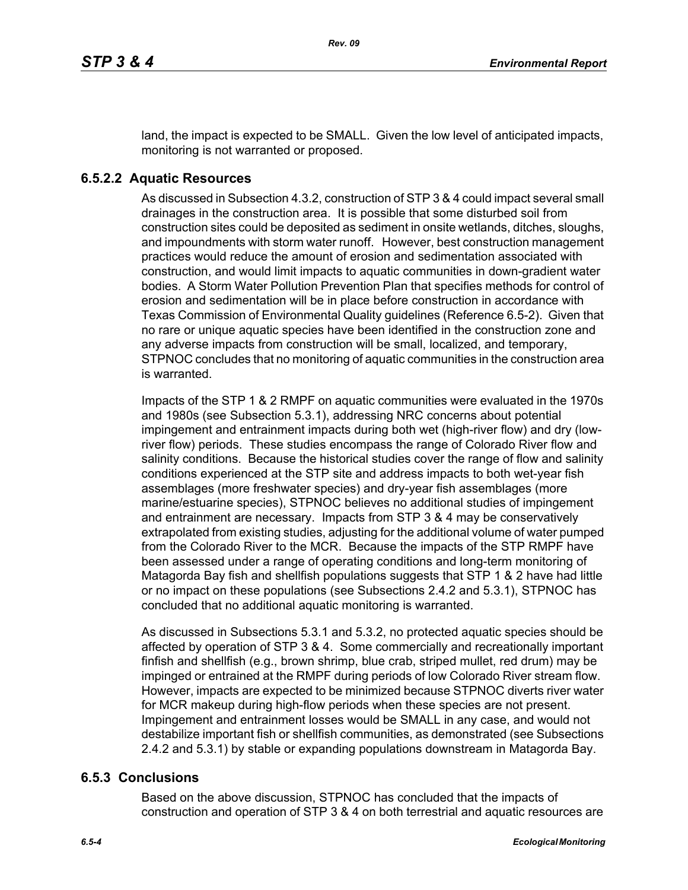land, the impact is expected to be SMALL. Given the low level of anticipated impacts, monitoring is not warranted or proposed.

### 6.5.2.2 Aquatic Resources

As discussed in Subsection 4.3.2, construction of STP 3 & 4 could impact several small drainages in the construction area. It is possible that some disturbed soil from construction sites could be deposited as sediment in onsite wetlands, ditches, sloughs, and impoundments with storm water runoff. However, best construction management practices would reduce the amount of erosion and sedimentation associated with construction, and would limit impacts to aquatic communities in down-gradient water bodies. A Storm Water Pollution Prevention Plan that specifies methods for control of erosion and sedimentation will be in place before construction in accordance with Texas Commission of Environmental Quality guidelines (Reference 6.5-2). Given that no rare or unique aquatic species have been identified in the construction zone and any adverse impacts from construction will be small, localized, and temporary, STPNOC concludes that no monitoring of aquatic communities in the construction area is warranted.

Impacts of the STP 1 & 2 RMPF on aquatic communities were evaluated in the 1970s and 1980s (see Subsection 5.3.1), addressing NRC concerns about potential impingement and entrainment impacts during both wet (high-river flow) and dry (low-river flow) periods. These studies encompass the range of Colorado River flow and salinity conditions. Because the historical studies cover the range of flow and salinity conditions experienced at the STP site and address impacts to both wet-year fish assemblages (more freshwater species) and dry-year fish assemblages (more marine/estuarine species), STPNOC believes no additional studies of impingement and entrainment are necessary. Impacts from STP 3 & 4 may be conservatively extrapolated from existing studies, adjusting for the additional volume of water pumped from the Colorado River to the MCR. Because the impacts of the STP RMPF have been assessed under a range of operating conditions and long-term monitoring of Matagorda Bay fish and shellfish populations suggests that STP 1 & 2 have had little or no impact on these populations (see Subsections 2.4.2 and 5.3.1), STPNOC has concluded that no additional aquatic monitoring is warranted.

As discussed in Subsections 5.3.1 and 5.3.2, no protected aquatic species should be affected by operation of STP 3 & 4. Some commercially and recreationally important finfish and shellfish (e.g., brown shrimp, blue crab, striped mullet, red drum) may be impinged or entrained at the RMPF during periods of low Colorado River stream flow. However, impacts are expected to be minimized because STPNOC diverts river water for MCR makeup during high-flow periods when these species are not present. Impingement and entrainment losses would be SMALL in any case, and would not destabilize important fish or shellfish communities, as demonstrated (see Subsections 2.4.2 and 5.3.1) by stable or expanding populations downstream in Matagorda Bay.

## 6.5.3 Conclusions

Based on the above discussion, STPNOC has concluded that the impacts of construction and operation of STP 3 & 4 on both terrestrial and aquatic resources are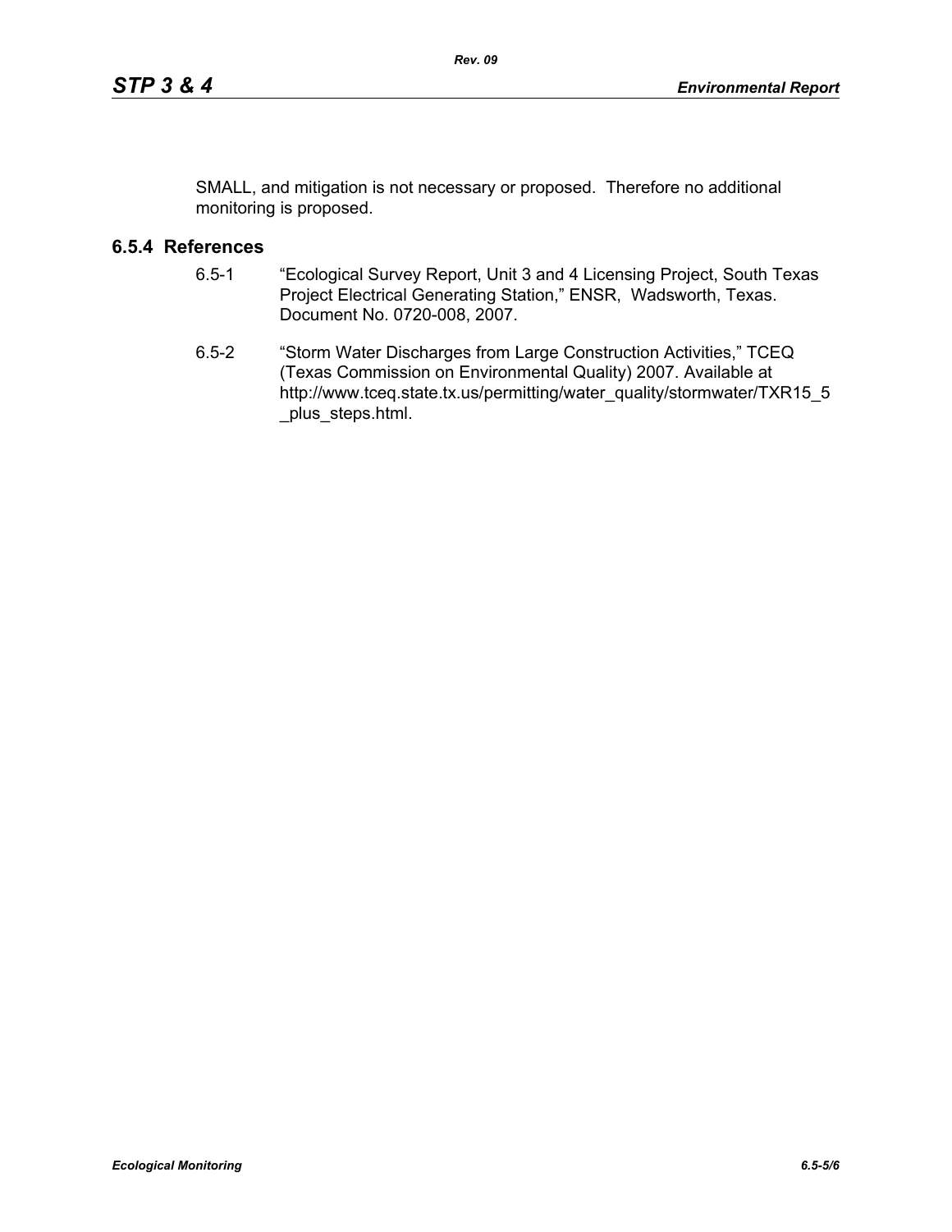SMALL, and mitigation is not necessary or proposed. Therefore no additional monitoring is proposed.

## 6.5.4 References

6.5-1 "Ecological Survey Report, Unit 3 and 4 Licensing Project, South Texas Project Electrical Generating Station," ENSR, Wadsworth, Texas. Document No. 0720-008, 2007.

6.5-2 "Storm Water Discharges from Large Construction Activities," TCEQ (Texas Commission on Environmental Quality) 2007. Available at http://www.tceq.state.tx.us/permitting/water_quality/stormwater/TXR15_5_plus_steps.html.